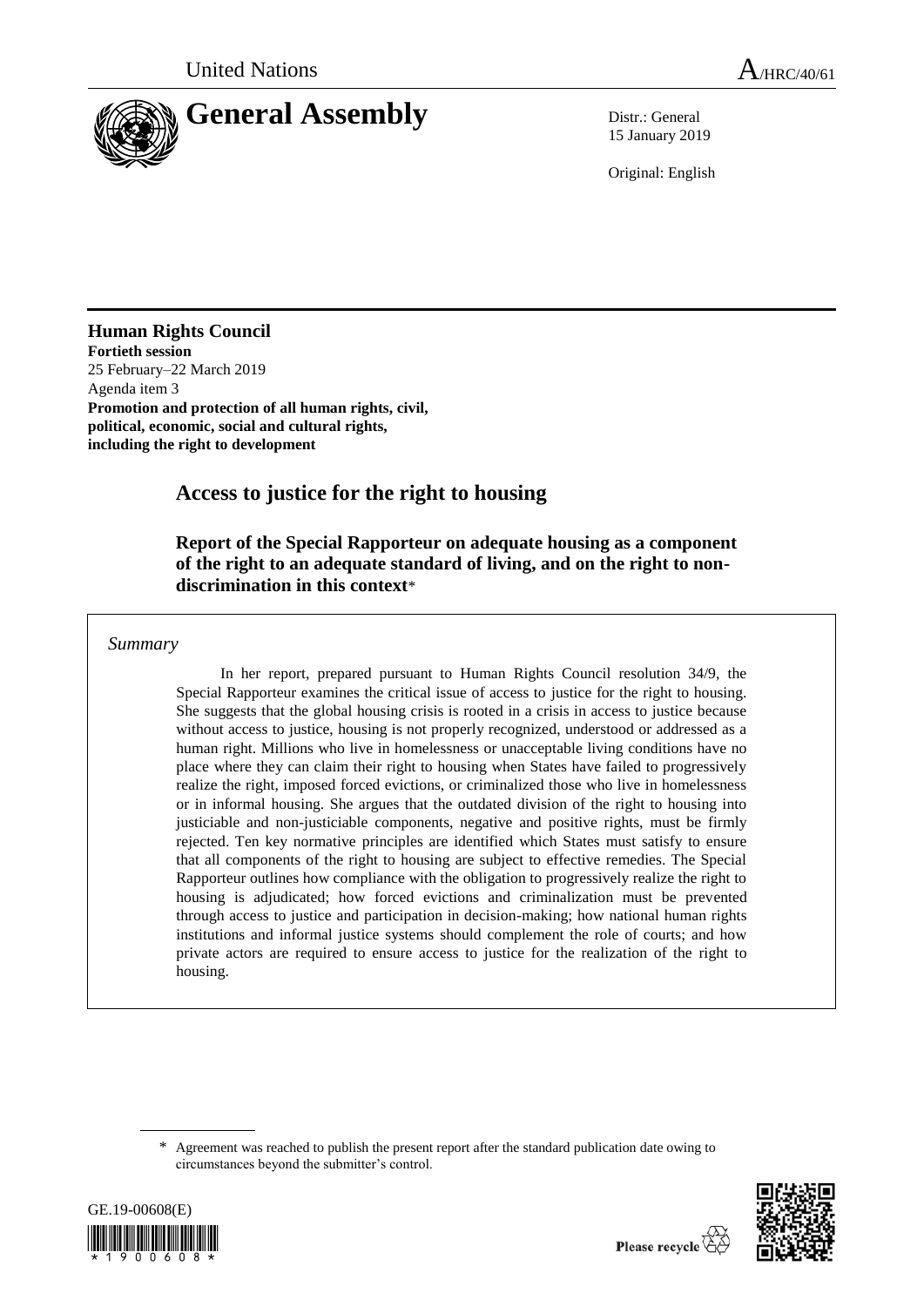United Nations A/HRC/40/61

# General Assembly

Distr.: General
15 January 2019

Original: English

**Human Rights Council**
**Fortieth session**
25 February–22 March 2019
Agenda item 3
**Promotion and protection of all human rights, civil, political, economic, social and cultural rights, including the right to development**

## Access to justice for the right to housing

### Report of the Special Rapporteur on adequate housing as a component of the right to an adequate standard of living, and on the right to non-discrimination in this context*

*Summary*

In her report, prepared pursuant to Human Rights Council resolution 34/9, the Special Rapporteur examines the critical issue of access to justice for the right to housing. She suggests that the global housing crisis is rooted in a crisis in access to justice because without access to justice, housing is not properly recognized, understood or addressed as a human right. Millions who live in homelessness or unacceptable living conditions have no place where they can claim their right to housing when States have failed to progressively realize the right, imposed forced evictions, or criminalized those who live in homelessness or in informal housing. She argues that the outdated division of the right to housing into justiciable and non-justiciable components, negative and positive rights, must be firmly rejected. Ten key normative principles are identified which States must satisfy to ensure that all components of the right to housing are subject to effective remedies. The Special Rapporteur outlines how compliance with the obligation to progressively realize the right to housing is adjudicated; how forced evictions and criminalization must be prevented through access to justice and participation in decision-making; how national human rights institutions and informal justice systems should complement the role of courts; and how private actors are required to ensure access to justice for the realization of the right to housing.

\* Agreement was reached to publish the present report after the standard publication date owing to circumstances beyond the submitter's control.

GE.19-00608(E)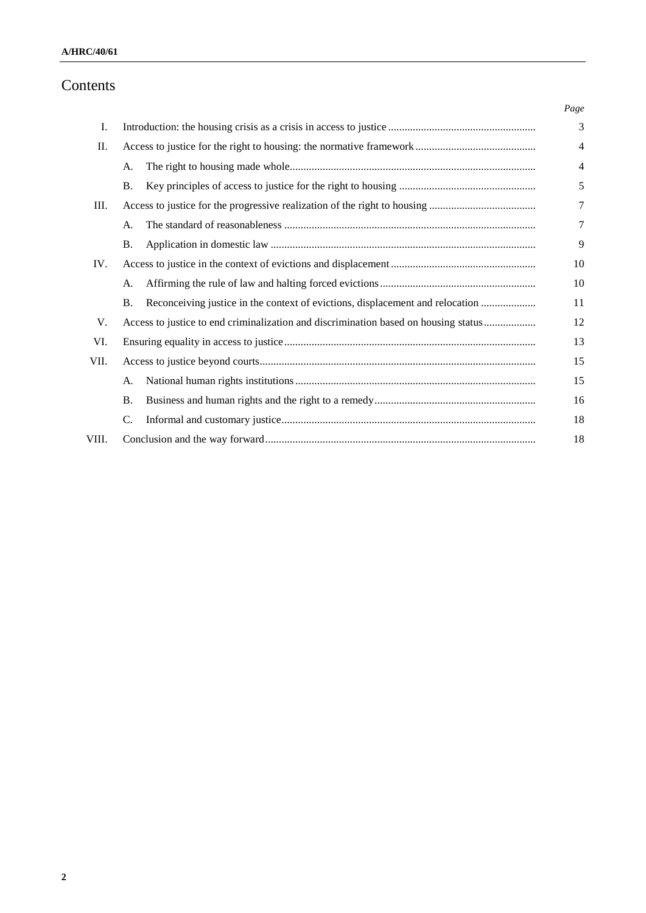# Contents

| | | | Page |
|---|---|---|---|
| I. | Introduction: the housing crisis as a crisis in access to justice | | 3 |
| II. | Access to justice for the right to housing: the normative framework | | 4 |
| | A. | The right to housing made whole | 4 |
| | B. | Key principles of access to justice for the right to housing | 5 |
| III. | Access to justice for the progressive realization of the right to housing | | 7 |
| | A. | The standard of reasonableness | 7 |
| | B. | Application in domestic law | 9 |
| IV. | Access to justice in the context of evictions and displacement | | 10 |
| | A. | Affirming the rule of law and halting forced evictions | 10 |
| | B. | Reconceiving justice in the context of evictions, displacement and relocation | 11 |
| V. | Access to justice to end criminalization and discrimination based on housing status | | 12 |
| VI. | Ensuring equality in access to justice | | 13 |
| VII. | Access to justice beyond courts | | 15 |
| | A. | National human rights institutions | 15 |
| | B. | Business and human rights and the right to a remedy | 16 |
| | C. | Informal and customary justice | 18 |
| VIII. | Conclusion and the way forward | | 18 |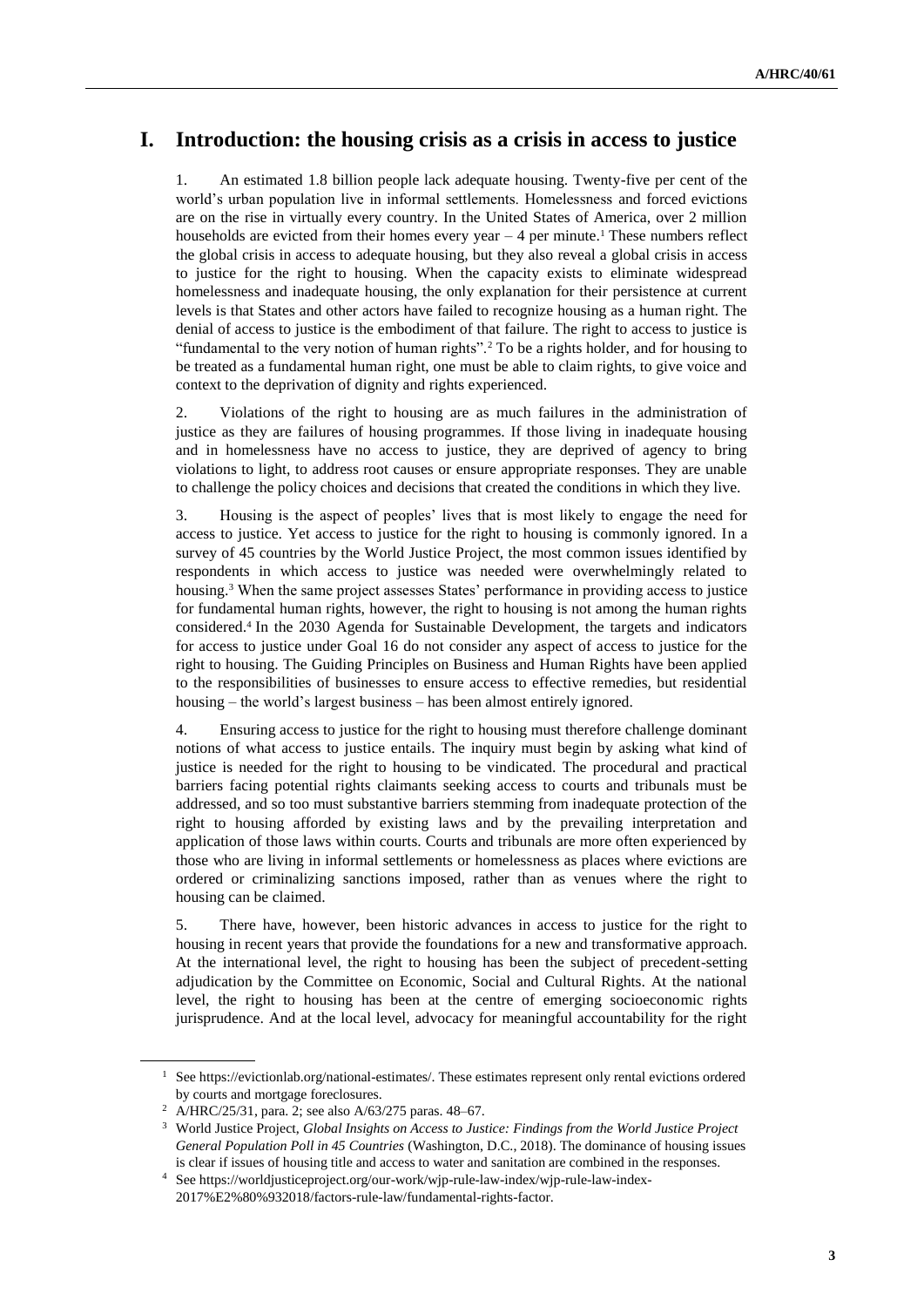# I. Introduction: the housing crisis as a crisis in access to justice

1. An estimated 1.8 billion people lack adequate housing. Twenty-five per cent of the world's urban population live in informal settlements. Homelessness and forced evictions are on the rise in virtually every country. In the United States of America, over 2 million households are evicted from their homes every year – 4 per minute.[1] These numbers reflect the global crisis in access to adequate housing, but they also reveal a global crisis in access to justice for the right to housing. When the capacity exists to eliminate widespread homelessness and inadequate housing, the only explanation for their persistence at current levels is that States and other actors have failed to recognize housing as a human right. The denial of access to justice is the embodiment of that failure. The right to access to justice is "fundamental to the very notion of human rights".[2] To be a rights holder, and for housing to be treated as a fundamental human right, one must be able to claim rights, to give voice and context to the deprivation of dignity and rights experienced.

2. Violations of the right to housing are as much failures in the administration of justice as they are failures of housing programmes. If those living in inadequate housing and in homelessness have no access to justice, they are deprived of agency to bring violations to light, to address root causes or ensure appropriate responses. They are unable to challenge the policy choices and decisions that created the conditions in which they live.

3. Housing is the aspect of peoples' lives that is most likely to engage the need for access to justice. Yet access to justice for the right to housing is commonly ignored. In a survey of 45 countries by the World Justice Project, the most common issues identified by respondents in which access to justice was needed were overwhelmingly related to housing.[3] When the same project assesses States' performance in providing access to justice for fundamental human rights, however, the right to housing is not among the human rights considered.[4] In the 2030 Agenda for Sustainable Development, the targets and indicators for access to justice under Goal 16 do not consider any aspect of access to justice for the right to housing. The Guiding Principles on Business and Human Rights have been applied to the responsibilities of businesses to ensure access to effective remedies, but residential housing – the world's largest business – has been almost entirely ignored.

4. Ensuring access to justice for the right to housing must therefore challenge dominant notions of what access to justice entails. The inquiry must begin by asking what kind of justice is needed for the right to housing to be vindicated. The procedural and practical barriers facing potential rights claimants seeking access to courts and tribunals must be addressed, and so too must substantive barriers stemming from inadequate protection of the right to housing afforded by existing laws and by the prevailing interpretation and application of those laws within courts. Courts and tribunals are more often experienced by those who are living in informal settlements or homelessness as places where evictions are ordered or criminalizing sanctions imposed, rather than as venues where the right to housing can be claimed.

5. There have, however, been historic advances in access to justice for the right to housing in recent years that provide the foundations for a new and transformative approach. At the international level, the right to housing has been the subject of precedent-setting adjudication by the Committee on Economic, Social and Cultural Rights. At the national level, the right to housing has been at the centre of emerging socioeconomic rights jurisprudence. And at the local level, advocacy for meaningful accountability for the right

---

[1] See https://evictionlab.org/national-estimates/. These estimates represent only rental evictions ordered by courts and mortgage foreclosures.

[2] A/HRC/25/31, para. 2; see also A/63/275 paras. 48–67.

[3] World Justice Project, *Global Insights on Access to Justice: Findings from the World Justice Project General Population Poll in 45 Countries* (Washington, D.C., 2018). The dominance of housing issues is clear if issues of housing title and access to water and sanitation are combined in the responses.

[4] See https://worldjusticeproject.org/our-work/wjp-rule-law-index/wjp-rule-law-index-2017%E2%80%932018/factors-rule-law/fundamental-rights-factor.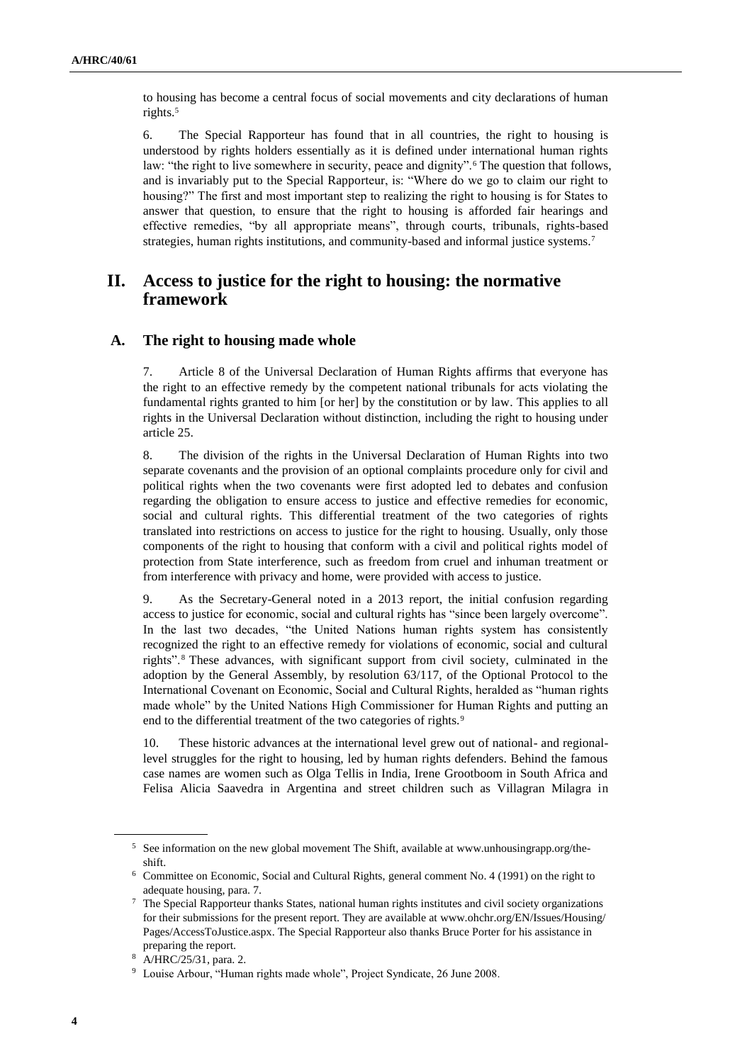to housing has become a central focus of social movements and city declarations of human rights.[5]

6. The Special Rapporteur has found that in all countries, the right to housing is understood by rights holders essentially as it is defined under international human rights law: "the right to live somewhere in security, peace and dignity".[6] The question that follows, and is invariably put to the Special Rapporteur, is: "Where do we go to claim our right to housing?" The first and most important step to realizing the right to housing is for States to answer that question, to ensure that the right to housing is afforded fair hearings and effective remedies, "by all appropriate means", through courts, tribunals, rights-based strategies, human rights institutions, and community-based and informal justice systems.[7]

## II. Access to justice for the right to housing: the normative framework

### A. The right to housing made whole

7. Article 8 of the Universal Declaration of Human Rights affirms that everyone has the right to an effective remedy by the competent national tribunals for acts violating the fundamental rights granted to him [or her] by the constitution or by law. This applies to all rights in the Universal Declaration without distinction, including the right to housing under article 25.

8. The division of the rights in the Universal Declaration of Human Rights into two separate covenants and the provision of an optional complaints procedure only for civil and political rights when the two covenants were first adopted led to debates and confusion regarding the obligation to ensure access to justice and effective remedies for economic, social and cultural rights. This differential treatment of the two categories of rights translated into restrictions on access to justice for the right to housing. Usually, only those components of the right to housing that conform with a civil and political rights model of protection from State interference, such as freedom from cruel and inhuman treatment or from interference with privacy and home, were provided with access to justice.

9. As the Secretary-General noted in a 2013 report, the initial confusion regarding access to justice for economic, social and cultural rights has "since been largely overcome". In the last two decades, "the United Nations human rights system has consistently recognized the right to an effective remedy for violations of economic, social and cultural rights".[8] These advances, with significant support from civil society, culminated in the adoption by the General Assembly, by resolution 63/117, of the Optional Protocol to the International Covenant on Economic, Social and Cultural Rights, heralded as "human rights made whole" by the United Nations High Commissioner for Human Rights and putting an end to the differential treatment of the two categories of rights.[9]

10. These historic advances at the international level grew out of national- and regional-level struggles for the right to housing, led by human rights defenders. Behind the famous case names are women such as Olga Tellis in India, Irene Grootboom in South Africa and Felisa Alicia Saavedra in Argentina and street children such as Villagran Milagra in

---

[5] See information on the new global movement The Shift, available at www.unhousingrapp.org/the-shift.

[6] Committee on Economic, Social and Cultural Rights, general comment No. 4 (1991) on the right to adequate housing, para. 7.

[7] The Special Rapporteur thanks States, national human rights institutes and civil society organizations for their submissions for the present report. They are available at www.ohchr.org/EN/Issues/Housing/Pages/AccessToJustice.aspx. The Special Rapporteur also thanks Bruce Porter for his assistance in preparing the report.

[8] A/HRC/25/31, para. 2.

[9] Louise Arbour, "Human rights made whole", Project Syndicate, 26 June 2008.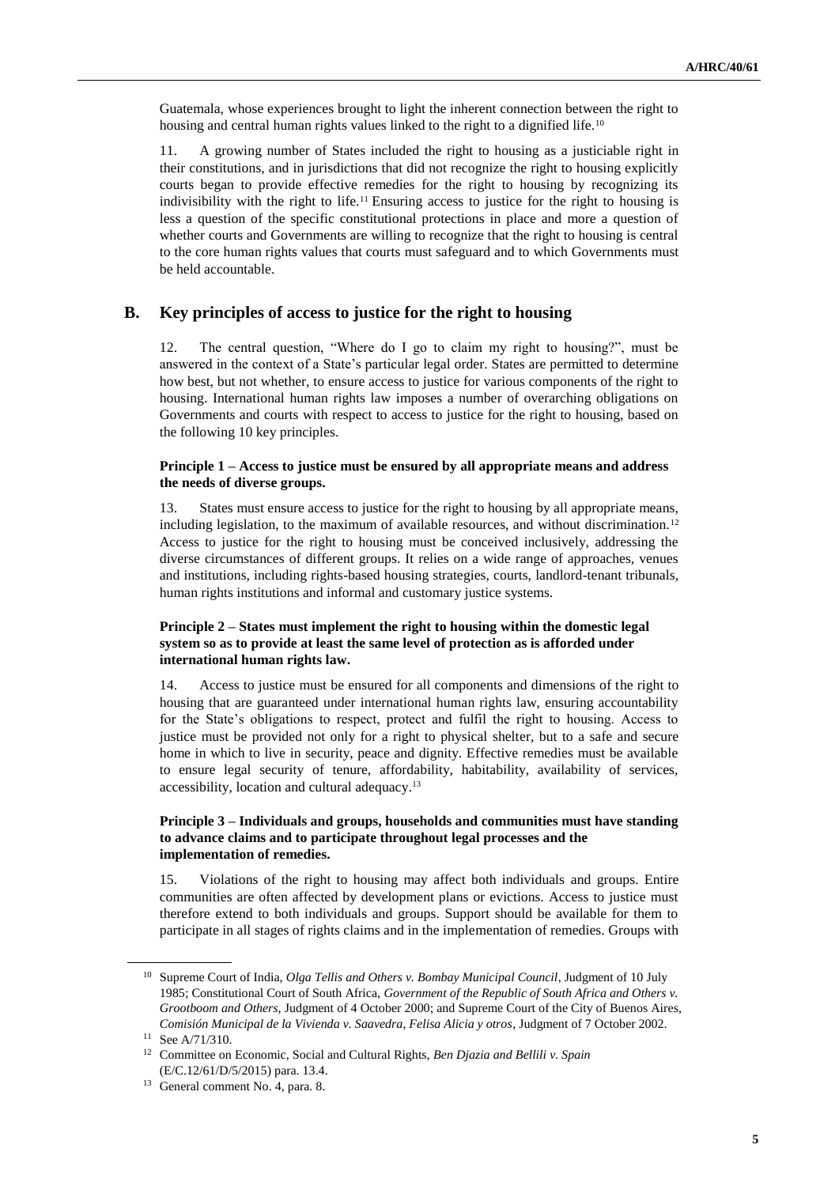Guatemala, whose experiences brought to light the inherent connection between the right to housing and central human rights values linked to the right to a dignified life.[10]

11. A growing number of States included the right to housing as a justiciable right in their constitutions, and in jurisdictions that did not recognize the right to housing explicitly courts began to provide effective remedies for the right to housing by recognizing its indivisibility with the right to life.[11] Ensuring access to justice for the right to housing is less a question of the specific constitutional protections in place and more a question of whether courts and Governments are willing to recognize that the right to housing is central to the core human rights values that courts must safeguard and to which Governments must be held accountable.

## B. Key principles of access to justice for the right to housing

12. The central question, "Where do I go to claim my right to housing?", must be answered in the context of a State's particular legal order. States are permitted to determine how best, but not whether, to ensure access to justice for various components of the right to housing. International human rights law imposes a number of overarching obligations on Governments and courts with respect to access to justice for the right to housing, based on the following 10 key principles.

### Principle 1 – Access to justice must be ensured by all appropriate means and address the needs of diverse groups.

13. States must ensure access to justice for the right to housing by all appropriate means, including legislation, to the maximum of available resources, and without discrimination.[12] Access to justice for the right to housing must be conceived inclusively, addressing the diverse circumstances of different groups. It relies on a wide range of approaches, venues and institutions, including rights-based housing strategies, courts, landlord-tenant tribunals, human rights institutions and informal and customary justice systems.

### Principle 2 – States must implement the right to housing within the domestic legal system so as to provide at least the same level of protection as is afforded under international human rights law.

14. Access to justice must be ensured for all components and dimensions of the right to housing that are guaranteed under international human rights law, ensuring accountability for the State's obligations to respect, protect and fulfil the right to housing. Access to justice must be provided not only for a right to physical shelter, but to a safe and secure home in which to live in security, peace and dignity. Effective remedies must be available to ensure legal security of tenure, affordability, habitability, availability of services, accessibility, location and cultural adequacy.[13]

### Principle 3 – Individuals and groups, households and communities must have standing to advance claims and to participate throughout legal processes and the implementation of remedies.

15. Violations of the right to housing may affect both individuals and groups. Entire communities are often affected by development plans or evictions. Access to justice must therefore extend to both individuals and groups. Support should be available for them to participate in all stages of rights claims and in the implementation of remedies. Groups with

---

[10] Supreme Court of India, *Olga Tellis and Others v. Bombay Municipal Council*, Judgment of 10 July 1985; Constitutional Court of South Africa, *Government of the Republic of South Africa and Others v. Grootboom and Others*, Judgment of 4 October 2000; and Supreme Court of the City of Buenos Aires, *Comisión Municipal de la Vivienda v. Saavedra, Felisa Alicia y otros*, Judgment of 7 October 2002.

[11] See A/71/310.

[12] Committee on Economic, Social and Cultural Rights, *Ben Djazia and Bellili v. Spain* (E/C.12/61/D/5/2015) para. 13.4.

[13] General comment No. 4, para. 8.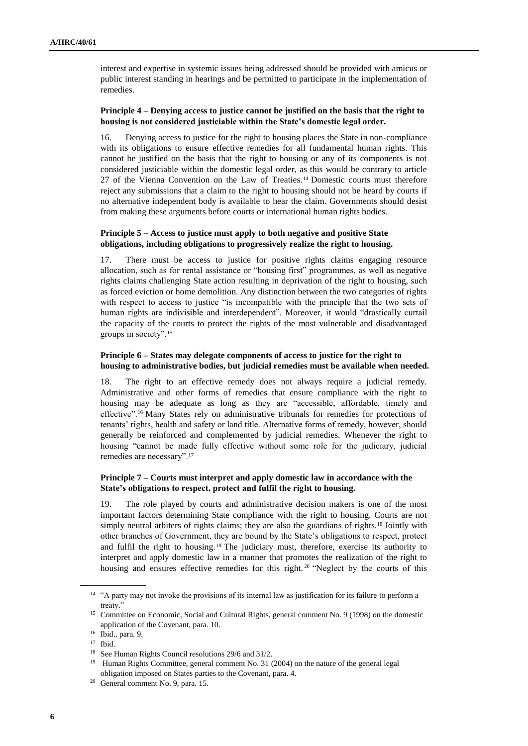interest and expertise in systemic issues being addressed should be provided with amicus or public interest standing in hearings and be permitted to participate in the implementation of remedies.

**Principle 4 – Denying access to justice cannot be justified on the basis that the right to housing is not considered justiciable within the State's domestic legal order.**

16. Denying access to justice for the right to housing places the State in non-compliance with its obligations to ensure effective remedies for all fundamental human rights. This cannot be justified on the basis that the right to housing or any of its components is not considered justiciable within the domestic legal order, as this would be contrary to article 27 of the Vienna Convention on the Law of Treaties.[14] Domestic courts must therefore reject any submissions that a claim to the right to housing should not be heard by courts if no alternative independent body is available to hear the claim. Governments should desist from making these arguments before courts or international human rights bodies.

**Principle 5 – Access to justice must apply to both negative and positive State obligations, including obligations to progressively realize the right to housing.**

17. There must be access to justice for positive rights claims engaging resource allocation, such as for rental assistance or "housing first" programmes, as well as negative rights claims challenging State action resulting in deprivation of the right to housing, such as forced eviction or home demolition. Any distinction between the two categories of rights with respect to access to justice "is incompatible with the principle that the two sets of human rights are indivisible and interdependent". Moreover, it would "drastically curtail the capacity of the courts to protect the rights of the most vulnerable and disadvantaged groups in society".[15]

**Principle 6 – States may delegate components of access to justice for the right to housing to administrative bodies, but judicial remedies must be available when needed.**

18. The right to an effective remedy does not always require a judicial remedy. Administrative and other forms of remedies that ensure compliance with the right to housing may be adequate as long as they are "accessible, affordable, timely and effective".[16] Many States rely on administrative tribunals for remedies for protections of tenants' rights, health and safety or land title. Alternative forms of remedy, however, should generally be reinforced and complemented by judicial remedies. Whenever the right to housing "cannot be made fully effective without some role for the judiciary, judicial remedies are necessary".[17]

**Principle 7 – Courts must interpret and apply domestic law in accordance with the State's obligations to respect, protect and fulfil the right to housing.**

19. The role played by courts and administrative decision makers is one of the most important factors determining State compliance with the right to housing. Courts are not simply neutral arbiters of rights claims; they are also the guardians of rights.[18] Jointly with other branches of Government, they are bound by the State's obligations to respect, protect and fulfil the right to housing.[19] The judiciary must, therefore, exercise its authority to interpret and apply domestic law in a manner that promotes the realization of the right to housing and ensures effective remedies for this right.[20] "Neglect by the courts of this

---

[14] "A party may not invoke the provisions of its internal law as justification for its failure to perform a treaty."

[15] Committee on Economic, Social and Cultural Rights, general comment No. 9 (1998) on the domestic application of the Covenant, para. 10.

[16] Ibid., para. 9.

[17] Ibid.

[18] See Human Rights Council resolutions 29/6 and 31/2.

[19] Human Rights Committee, general comment No. 31 (2004) on the nature of the general legal obligation imposed on States parties to the Covenant, para. 4.

[20] General comment No. 9, para. 15.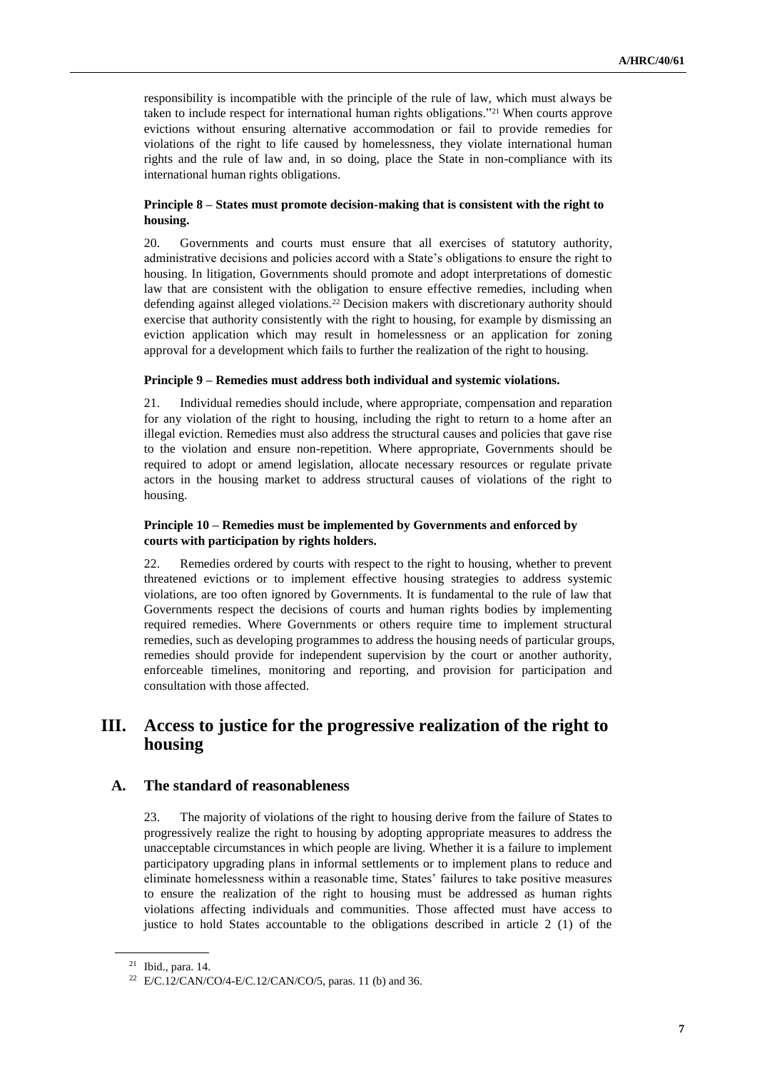responsibility is incompatible with the principle of the rule of law, which must always be taken to include respect for international human rights obligations."[21] When courts approve evictions without ensuring alternative accommodation or fail to provide remedies for violations of the right to life caused by homelessness, they violate international human rights and the rule of law and, in so doing, place the State in non-compliance with its international human rights obligations.

**Principle 8 – States must promote decision-making that is consistent with the right to housing.**

20. Governments and courts must ensure that all exercises of statutory authority, administrative decisions and policies accord with a State's obligations to ensure the right to housing. In litigation, Governments should promote and adopt interpretations of domestic law that are consistent with the obligation to ensure effective remedies, including when defending against alleged violations.[22] Decision makers with discretionary authority should exercise that authority consistently with the right to housing, for example by dismissing an eviction application which may result in homelessness or an application for zoning approval for a development which fails to further the realization of the right to housing.

**Principle 9 – Remedies must address both individual and systemic violations.**

21. Individual remedies should include, where appropriate, compensation and reparation for any violation of the right to housing, including the right to return to a home after an illegal eviction. Remedies must also address the structural causes and policies that gave rise to the violation and ensure non-repetition. Where appropriate, Governments should be required to adopt or amend legislation, allocate necessary resources or regulate private actors in the housing market to address structural causes of violations of the right to housing.

**Principle 10 – Remedies must be implemented by Governments and enforced by courts with participation by rights holders.**

22. Remedies ordered by courts with respect to the right to housing, whether to prevent threatened evictions or to implement effective housing strategies to address systemic violations, are too often ignored by Governments. It is fundamental to the rule of law that Governments respect the decisions of courts and human rights bodies by implementing required remedies. Where Governments or others require time to implement structural remedies, such as developing programmes to address the housing needs of particular groups, remedies should provide for independent supervision by the court or another authority, enforceable timelines, monitoring and reporting, and provision for participation and consultation with those affected.

## III. Access to justice for the progressive realization of the right to housing

### A. The standard of reasonableness

23. The majority of violations of the right to housing derive from the failure of States to progressively realize the right to housing by adopting appropriate measures to address the unacceptable circumstances in which people are living. Whether it is a failure to implement participatory upgrading plans in informal settlements or to implement plans to reduce and eliminate homelessness within a reasonable time, States' failures to take positive measures to ensure the realization of the right to housing must be addressed as human rights violations affecting individuals and communities. Those affected must have access to justice to hold States accountable to the obligations described in article 2 (1) of the

---

[21] Ibid., para. 14.

[22] E/C.12/CAN/CO/4-E/C.12/CAN/CO/5, paras. 11 (b) and 36.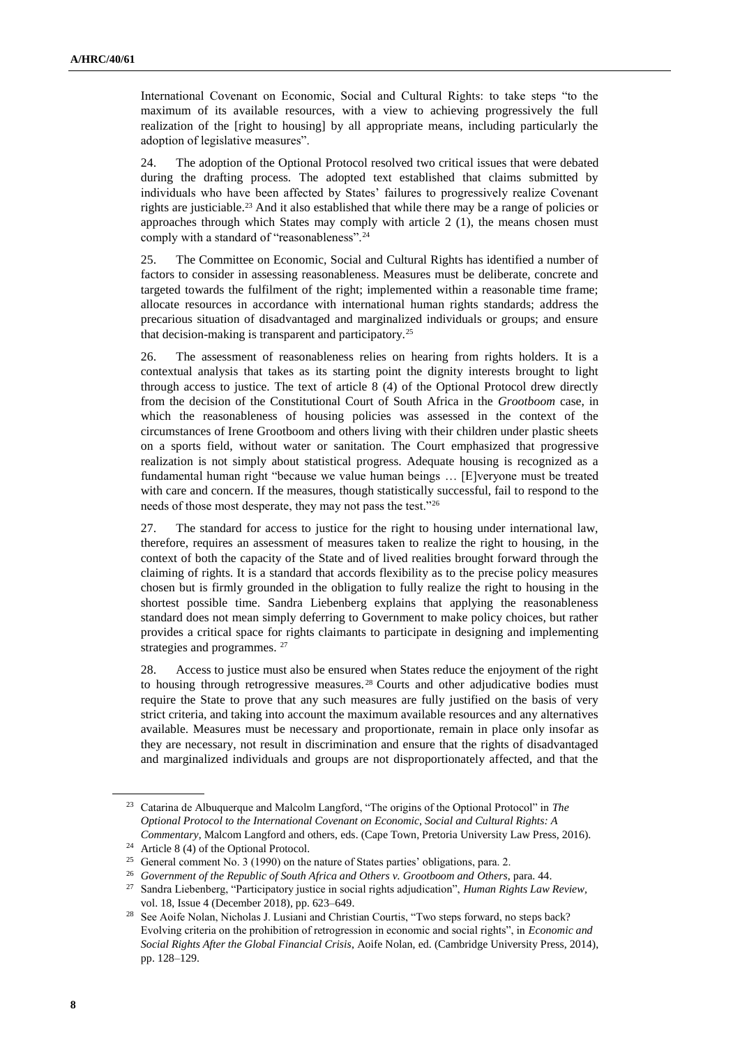International Covenant on Economic, Social and Cultural Rights: to take steps "to the maximum of its available resources, with a view to achieving progressively the full realization of the [right to housing] by all appropriate means, including particularly the adoption of legislative measures".

24. The adoption of the Optional Protocol resolved two critical issues that were debated during the drafting process. The adopted text established that claims submitted by individuals who have been affected by States' failures to progressively realize Covenant rights are justiciable.[23] And it also established that while there may be a range of policies or approaches through which States may comply with article 2 (1), the means chosen must comply with a standard of "reasonableness".[24]

25. The Committee on Economic, Social and Cultural Rights has identified a number of factors to consider in assessing reasonableness. Measures must be deliberate, concrete and targeted towards the fulfilment of the right; implemented within a reasonable time frame; allocate resources in accordance with international human rights standards; address the precarious situation of disadvantaged and marginalized individuals or groups; and ensure that decision-making is transparent and participatory.[25]

26. The assessment of reasonableness relies on hearing from rights holders. It is a contextual analysis that takes as its starting point the dignity interests brought to light through access to justice. The text of article 8 (4) of the Optional Protocol drew directly from the decision of the Constitutional Court of South Africa in the *Grootboom* case, in which the reasonableness of housing policies was assessed in the context of the circumstances of Irene Grootboom and others living with their children under plastic sheets on a sports field, without water or sanitation. The Court emphasized that progressive realization is not simply about statistical progress. Adequate housing is recognized as a fundamental human right "because we value human beings … [E]veryone must be treated with care and concern. If the measures, though statistically successful, fail to respond to the needs of those most desperate, they may not pass the test."[26]

27. The standard for access to justice for the right to housing under international law, therefore, requires an assessment of measures taken to realize the right to housing, in the context of both the capacity of the State and of lived realities brought forward through the claiming of rights. It is a standard that accords flexibility as to the precise policy measures chosen but is firmly grounded in the obligation to fully realize the right to housing in the shortest possible time. Sandra Liebenberg explains that applying the reasonableness standard does not mean simply deferring to Government to make policy choices, but rather provides a critical space for rights claimants to participate in designing and implementing strategies and programmes.[27]

28. Access to justice must also be ensured when States reduce the enjoyment of the right to housing through retrogressive measures.[28] Courts and other adjudicative bodies must require the State to prove that any such measures are fully justified on the basis of very strict criteria, and taking into account the maximum available resources and any alternatives available. Measures must be necessary and proportionate, remain in place only insofar as they are necessary, not result in discrimination and ensure that the rights of disadvantaged and marginalized individuals and groups are not disproportionately affected, and that the

---

[23] Catarina de Albuquerque and Malcolm Langford, "The origins of the Optional Protocol" in *The Optional Protocol to the International Covenant on Economic, Social and Cultural Rights: A Commentary*, Malcom Langford and others, eds. (Cape Town, Pretoria University Law Press, 2016).

[24] Article 8 (4) of the Optional Protocol.

[25] General comment No. 3 (1990) on the nature of States parties' obligations, para. 2.

[26] *Government of the Republic of South Africa and Others v. Grootboom and Others*, para. 44.

[27] Sandra Liebenberg, "Participatory justice in social rights adjudication", *Human Rights Law Review*, vol. 18, Issue 4 (December 2018), pp. 623–649.

[28] See Aoife Nolan, Nicholas J. Lusiani and Christian Courtis, "Two steps forward, no steps back? Evolving criteria on the prohibition of retrogression in economic and social rights", in *Economic and Social Rights After the Global Financial Crisis*, Aoife Nolan, ed. (Cambridge University Press, 2014), pp. 128–129.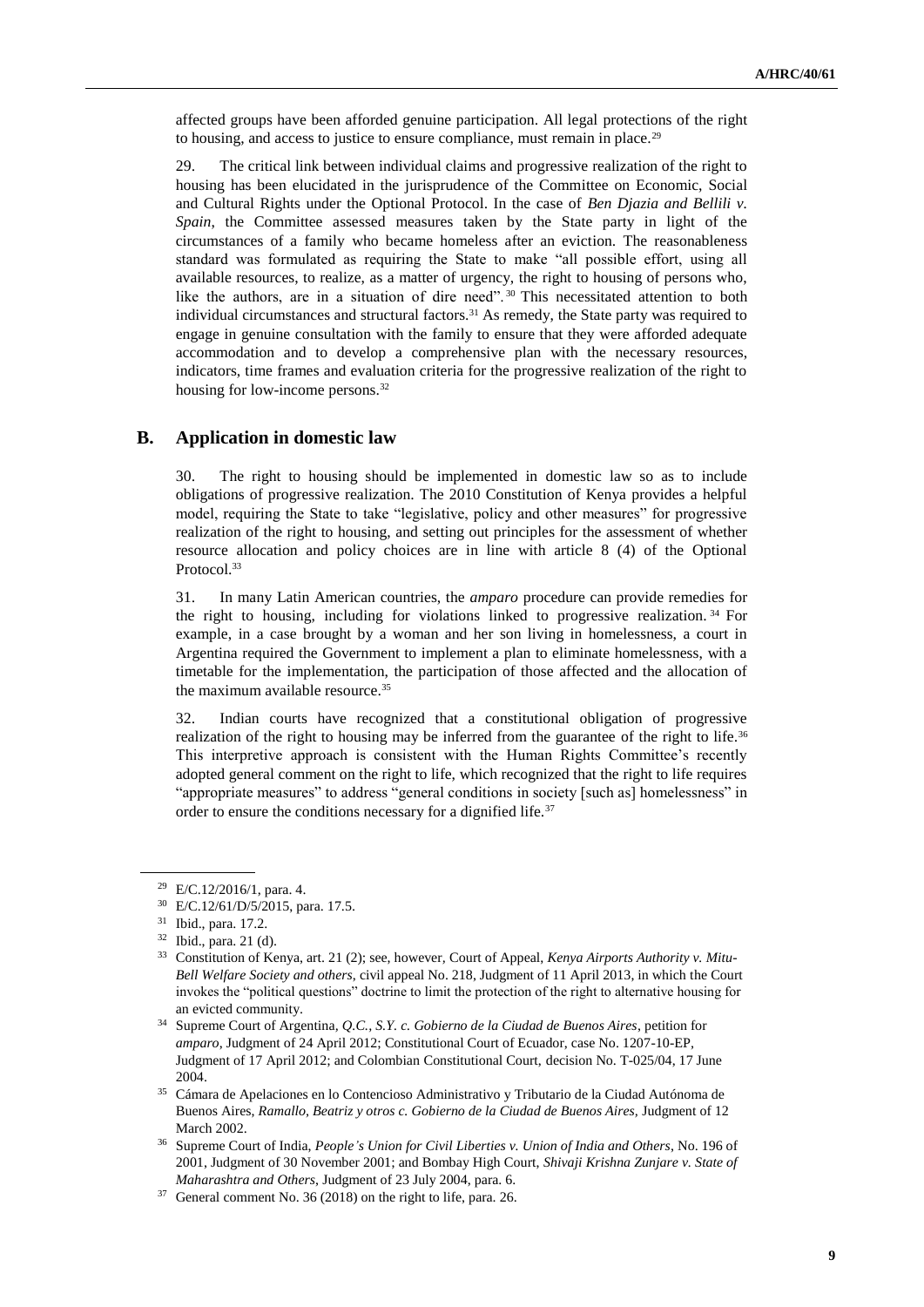affected groups have been afforded genuine participation. All legal protections of the right to housing, and access to justice to ensure compliance, must remain in place.[29]

29. The critical link between individual claims and progressive realization of the right to housing has been elucidated in the jurisprudence of the Committee on Economic, Social and Cultural Rights under the Optional Protocol. In the case of *Ben Djazia and Bellili v. Spain*, the Committee assessed measures taken by the State party in light of the circumstances of a family who became homeless after an eviction. The reasonableness standard was formulated as requiring the State to make "all possible effort, using all available resources, to realize, as a matter of urgency, the right to housing of persons who, like the authors, are in a situation of dire need".[30] This necessitated attention to both individual circumstances and structural factors.[31] As remedy, the State party was required to engage in genuine consultation with the family to ensure that they were afforded adequate accommodation and to develop a comprehensive plan with the necessary resources, indicators, time frames and evaluation criteria for the progressive realization of the right to housing for low-income persons.[32]

## B. Application in domestic law

30. The right to housing should be implemented in domestic law so as to include obligations of progressive realization. The 2010 Constitution of Kenya provides a helpful model, requiring the State to take "legislative, policy and other measures" for progressive realization of the right to housing, and setting out principles for the assessment of whether resource allocation and policy choices are in line with article 8 (4) of the Optional Protocol.[33]

31. In many Latin American countries, the *amparo* procedure can provide remedies for the right to housing, including for violations linked to progressive realization.[34] For example, in a case brought by a woman and her son living in homelessness, a court in Argentina required the Government to implement a plan to eliminate homelessness, with a timetable for the implementation, the participation of those affected and the allocation of the maximum available resource.[35]

32. Indian courts have recognized that a constitutional obligation of progressive realization of the right to housing may be inferred from the guarantee of the right to life.[36] This interpretive approach is consistent with the Human Rights Committee's recently adopted general comment on the right to life, which recognized that the right to life requires "appropriate measures" to address "general conditions in society [such as] homelessness" in order to ensure the conditions necessary for a dignified life.[37]

---

[29] E/C.12/2016/1, para. 4.

[30] E/C.12/61/D/5/2015, para. 17.5.

[31] Ibid., para. 17.2.

[32] Ibid., para. 21 (d).

[33] Constitution of Kenya, art. 21 (2); see, however, Court of Appeal, *Kenya Airports Authority v. Mitu-Bell Welfare Society and others*, civil appeal No. 218, Judgment of 11 April 2013, in which the Court invokes the "political questions" doctrine to limit the protection of the right to alternative housing for an evicted community.

[34] Supreme Court of Argentina, *Q.C., S.Y. c. Gobierno de la Ciudad de Buenos Aires*, petition for *amparo*, Judgment of 24 April 2012; Constitutional Court of Ecuador, case No. 1207-10-EP, Judgment of 17 April 2012; and Colombian Constitutional Court, decision No. T-025/04, 17 June 2004.

[35] Cámara de Apelaciones en lo Contencioso Administrativo y Tributario de la Ciudad Autónoma de Buenos Aires, *Ramallo, Beatriz y otros c. Gobierno de la Ciudad de Buenos Aires*, Judgment of 12 March 2002.

[36] Supreme Court of India, *People's Union for Civil Liberties v. Union of India and Others*, No. 196 of 2001, Judgment of 30 November 2001; and Bombay High Court, *Shivaji Krishna Zunjare v. State of Maharashtra and Others*, Judgment of 23 July 2004, para. 6.

[37] General comment No. 36 (2018) on the right to life, para. 26.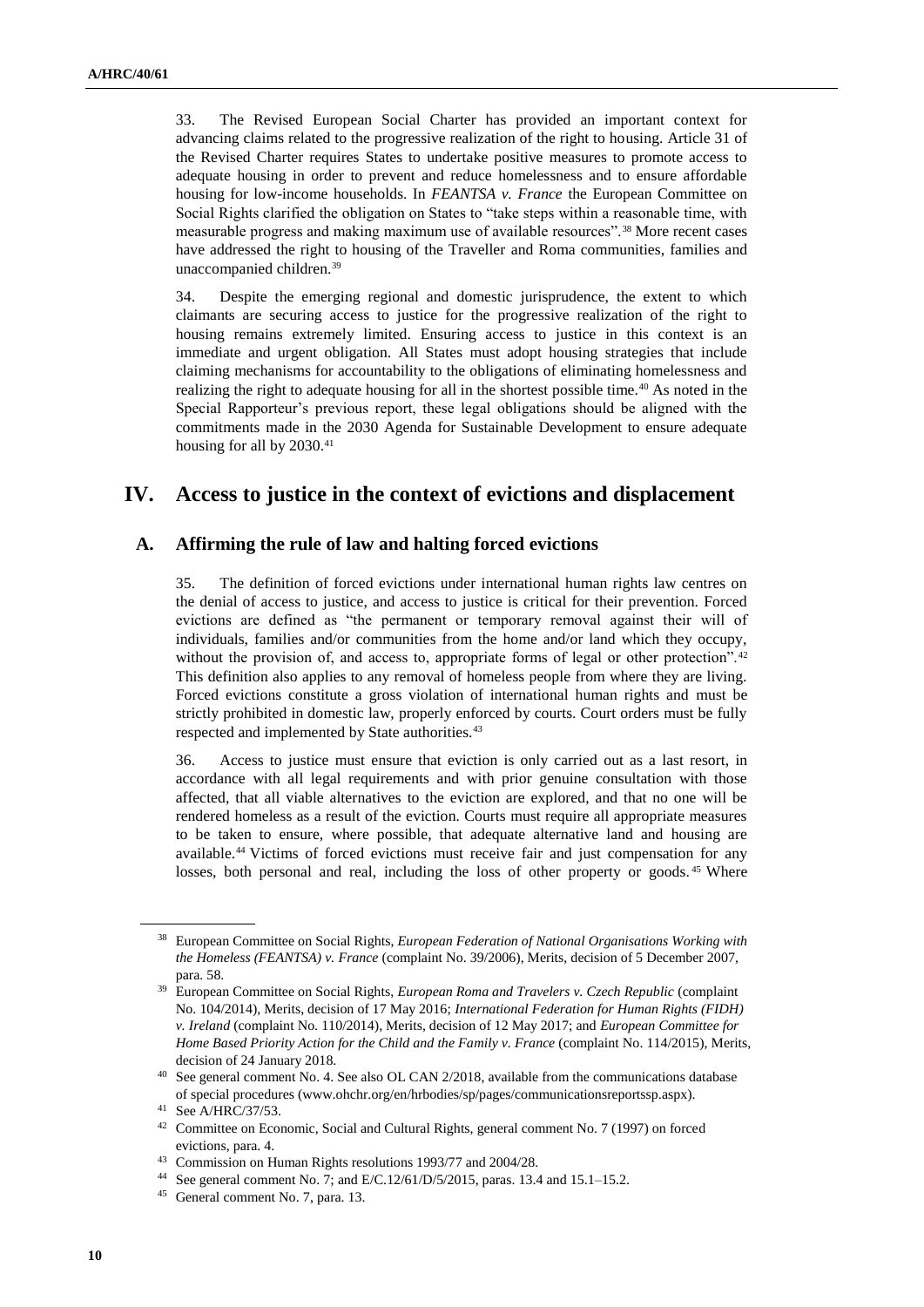33. The Revised European Social Charter has provided an important context for advancing claims related to the progressive realization of the right to housing. Article 31 of the Revised Charter requires States to undertake positive measures to promote access to adequate housing in order to prevent and reduce homelessness and to ensure affordable housing for low-income households. In *FEANTSA v. France* the European Committee on Social Rights clarified the obligation on States to "take steps within a reasonable time, with measurable progress and making maximum use of available resources".[38] More recent cases have addressed the right to housing of the Traveller and Roma communities, families and unaccompanied children.[39]

34. Despite the emerging regional and domestic jurisprudence, the extent to which claimants are securing access to justice for the progressive realization of the right to housing remains extremely limited. Ensuring access to justice in this context is an immediate and urgent obligation. All States must adopt housing strategies that include claiming mechanisms for accountability to the obligations of eliminating homelessness and realizing the right to adequate housing for all in the shortest possible time.[40] As noted in the Special Rapporteur's previous report, these legal obligations should be aligned with the commitments made in the 2030 Agenda for Sustainable Development to ensure adequate housing for all by 2030.[41]

## IV. Access to justice in the context of evictions and displacement

### A. Affirming the rule of law and halting forced evictions

35. The definition of forced evictions under international human rights law centres on the denial of access to justice, and access to justice is critical for their prevention. Forced evictions are defined as "the permanent or temporary removal against their will of individuals, families and/or communities from the home and/or land which they occupy, without the provision of, and access to, appropriate forms of legal or other protection".[42] This definition also applies to any removal of homeless people from where they are living. Forced evictions constitute a gross violation of international human rights and must be strictly prohibited in domestic law, properly enforced by courts. Court orders must be fully respected and implemented by State authorities.[43]

36. Access to justice must ensure that eviction is only carried out as a last resort, in accordance with all legal requirements and with prior genuine consultation with those affected, that all viable alternatives to the eviction are explored, and that no one will be rendered homeless as a result of the eviction. Courts must require all appropriate measures to be taken to ensure, where possible, that adequate alternative land and housing are available.[44] Victims of forced evictions must receive fair and just compensation for any losses, both personal and real, including the loss of other property or goods.[45] Where

---

[38] European Committee on Social Rights, *European Federation of National Organisations Working with the Homeless (FEANTSA) v. France* (complaint No. 39/2006), Merits, decision of 5 December 2007, para. 58.

[39] European Committee on Social Rights, *European Roma and Travelers v. Czech Republic* (complaint No. 104/2014), Merits, decision of 17 May 2016; *International Federation for Human Rights (FIDH) v. Ireland* (complaint No. 110/2014), Merits, decision of 12 May 2017; and *European Committee for Home Based Priority Action for the Child and the Family v. France* (complaint No. 114/2015), Merits, decision of 24 January 2018.

[40] See general comment No. 4. See also OL CAN 2/2018, available from the communications database of special procedures (www.ohchr.org/en/hrbodies/sp/pages/communicationsreportssp.aspx).

[41] See A/HRC/37/53.

[42] Committee on Economic, Social and Cultural Rights, general comment No. 7 (1997) on forced evictions, para. 4.

[43] Commission on Human Rights resolutions 1993/77 and 2004/28.

[44] See general comment No. 7; and E/C.12/61/D/5/2015, paras. 13.4 and 15.1–15.2.

[45] General comment No. 7, para. 13.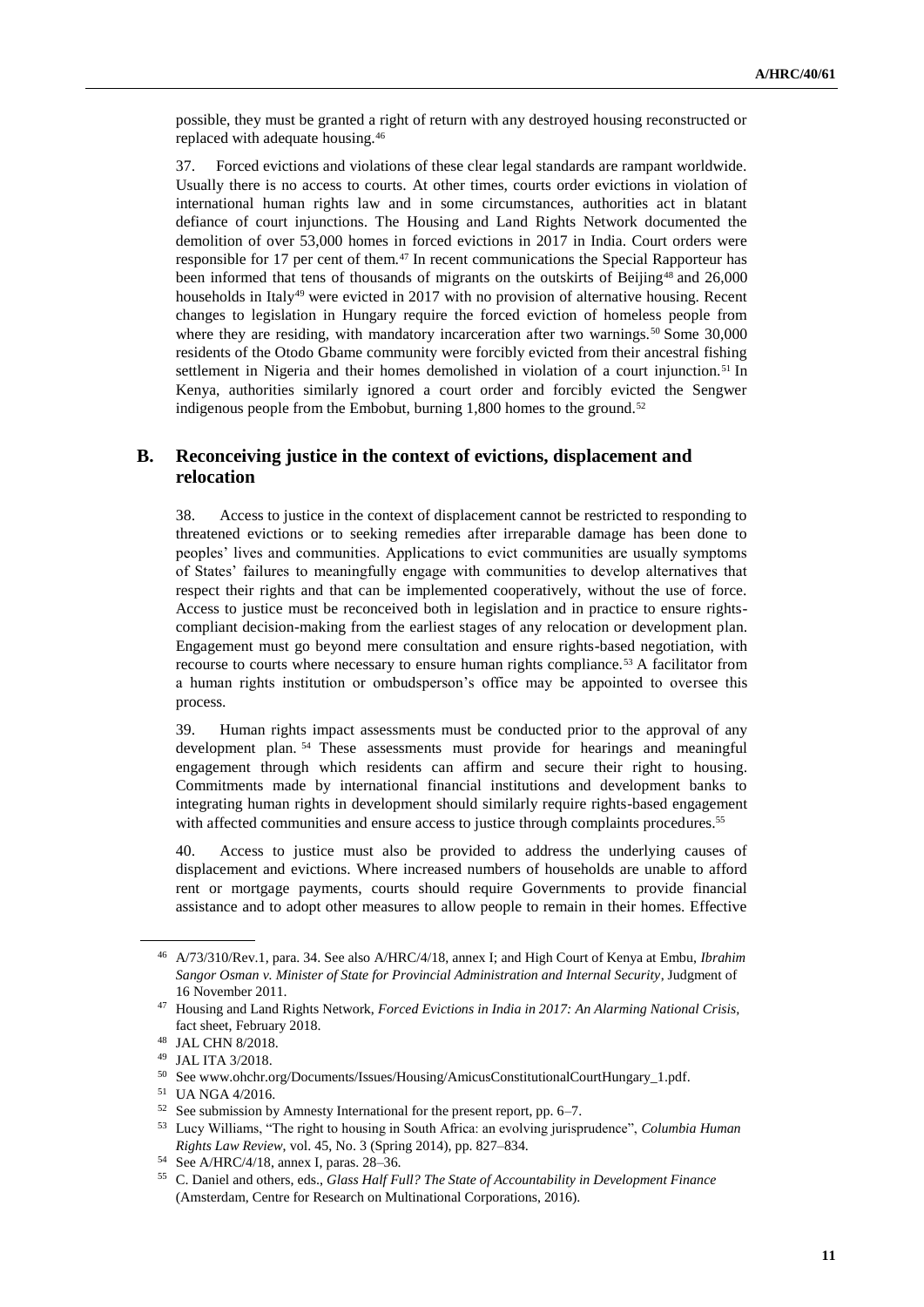possible, they must be granted a right of return with any destroyed housing reconstructed or replaced with adequate housing.[46]

37. Forced evictions and violations of these clear legal standards are rampant worldwide. Usually there is no access to courts. At other times, courts order evictions in violation of international human rights law and in some circumstances, authorities act in blatant defiance of court injunctions. The Housing and Land Rights Network documented the demolition of over 53,000 homes in forced evictions in 2017 in India. Court orders were responsible for 17 per cent of them.[47] In recent communications the Special Rapporteur has been informed that tens of thousands of migrants on the outskirts of Beijing[48] and 26,000 households in Italy[49] were evicted in 2017 with no provision of alternative housing. Recent changes to legislation in Hungary require the forced eviction of homeless people from where they are residing, with mandatory incarceration after two warnings.[50] Some 30,000 residents of the Otodo Gbame community were forcibly evicted from their ancestral fishing settlement in Nigeria and their homes demolished in violation of a court injunction.[51] In Kenya, authorities similarly ignored a court order and forcibly evicted the Sengwer indigenous people from the Embobut, burning 1,800 homes to the ground.[52]

## B. Reconceiving justice in the context of evictions, displacement and relocation

38. Access to justice in the context of displacement cannot be restricted to responding to threatened evictions or to seeking remedies after irreparable damage has been done to peoples' lives and communities. Applications to evict communities are usually symptoms of States' failures to meaningfully engage with communities to develop alternatives that respect their rights and that can be implemented cooperatively, without the use of force. Access to justice must be reconceived both in legislation and in practice to ensure rights-compliant decision-making from the earliest stages of any relocation or development plan. Engagement must go beyond mere consultation and ensure rights-based negotiation, with recourse to courts where necessary to ensure human rights compliance.[53] A facilitator from a human rights institution or ombudsperson's office may be appointed to oversee this process.

39. Human rights impact assessments must be conducted prior to the approval of any development plan.[54] These assessments must provide for hearings and meaningful engagement through which residents can affirm and secure their right to housing. Commitments made by international financial institutions and development banks to integrating human rights in development should similarly require rights-based engagement with affected communities and ensure access to justice through complaints procedures.[55]

40. Access to justice must also be provided to address the underlying causes of displacement and evictions. Where increased numbers of households are unable to afford rent or mortgage payments, courts should require Governments to provide financial assistance and to adopt other measures to allow people to remain in their homes. Effective

---

[46] A/73/310/Rev.1, para. 34. See also A/HRC/4/18, annex I; and High Court of Kenya at Embu, *Ibrahim Sangor Osman v. Minister of State for Provincial Administration and Internal Security*, Judgment of 16 November 2011.

[47] Housing and Land Rights Network, *Forced Evictions in India in 2017: An Alarming National Crisis*, fact sheet, February 2018.

[48] JAL CHN 8/2018.

[49] JAL ITA 3/2018.

[50] See www.ohchr.org/Documents/Issues/Housing/AmicusConstitutionalCourtHungary_1.pdf.

[51] UA NGA 4/2016.

[52] See submission by Amnesty International for the present report, pp. 6–7.

[53] Lucy Williams, "The right to housing in South Africa: an evolving jurisprudence", *Columbia Human Rights Law Review*, vol. 45, No. 3 (Spring 2014), pp. 827–834.

[54] See A/HRC/4/18, annex I, paras. 28–36.

[55] C. Daniel and others, eds., *Glass Half Full? The State of Accountability in Development Finance* (Amsterdam, Centre for Research on Multinational Corporations, 2016).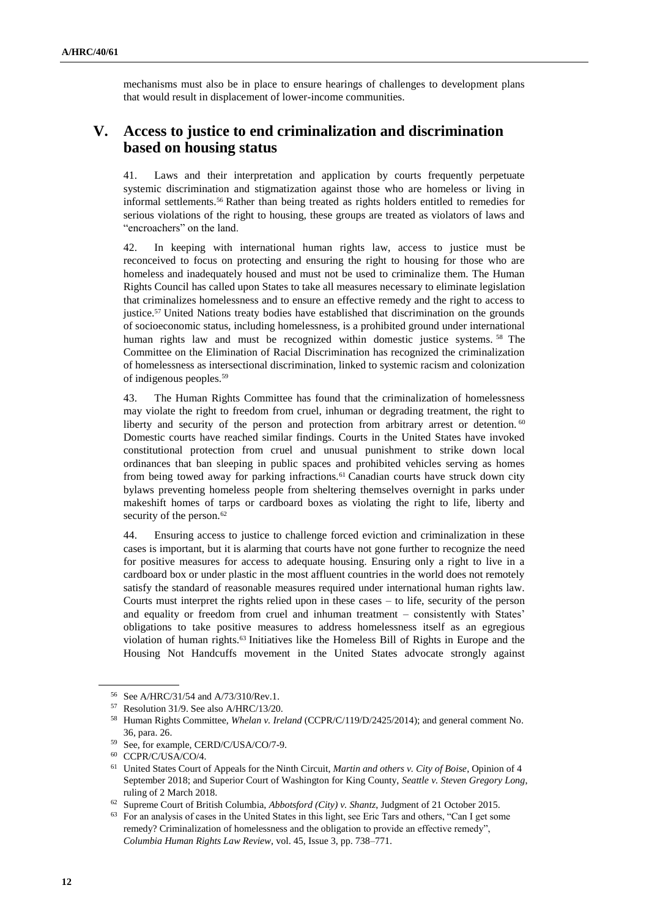mechanisms must also be in place to ensure hearings of challenges to development plans that would result in displacement of lower-income communities.

## V. Access to justice to end criminalization and discrimination based on housing status

41. Laws and their interpretation and application by courts frequently perpetuate systemic discrimination and stigmatization against those who are homeless or living in informal settlements.[56] Rather than being treated as rights holders entitled to remedies for serious violations of the right to housing, these groups are treated as violators of laws and "encroachers" on the land.

42. In keeping with international human rights law, access to justice must be reconceived to focus on protecting and ensuring the right to housing for those who are homeless and inadequately housed and must not be used to criminalize them. The Human Rights Council has called upon States to take all measures necessary to eliminate legislation that criminalizes homelessness and to ensure an effective remedy and the right to access to justice.[57] United Nations treaty bodies have established that discrimination on the grounds of socioeconomic status, including homelessness, is a prohibited ground under international human rights law and must be recognized within domestic justice systems.[58] The Committee on the Elimination of Racial Discrimination has recognized the criminalization of homelessness as intersectional discrimination, linked to systemic racism and colonization of indigenous peoples.[59]

43. The Human Rights Committee has found that the criminalization of homelessness may violate the right to freedom from cruel, inhuman or degrading treatment, the right to liberty and security of the person and protection from arbitrary arrest or detention.[60] Domestic courts have reached similar findings. Courts in the United States have invoked constitutional protection from cruel and unusual punishment to strike down local ordinances that ban sleeping in public spaces and prohibited vehicles serving as homes from being towed away for parking infractions.[61] Canadian courts have struck down city bylaws preventing homeless people from sheltering themselves overnight in parks under makeshift homes of tarps or cardboard boxes as violating the right to life, liberty and security of the person.[62]

44. Ensuring access to justice to challenge forced eviction and criminalization in these cases is important, but it is alarming that courts have not gone further to recognize the need for positive measures for access to adequate housing. Ensuring only a right to live in a cardboard box or under plastic in the most affluent countries in the world does not remotely satisfy the standard of reasonable measures required under international human rights law. Courts must interpret the rights relied upon in these cases – to life, security of the person and equality or freedom from cruel and inhuman treatment – consistently with States' obligations to take positive measures to address homelessness itself as an egregious violation of human rights.[63] Initiatives like the Homeless Bill of Rights in Europe and the Housing Not Handcuffs movement in the United States advocate strongly against

---

[56] See A/HRC/31/54 and A/73/310/Rev.1.

[57] Resolution 31/9. See also A/HRC/13/20.

[58] Human Rights Committee, *Whelan v. Ireland* (CCPR/C/119/D/2425/2014); and general comment No. 36, para. 26.

[59] See, for example, CERD/C/USA/CO/7-9.

[60] CCPR/C/USA/CO/4.

[61] United States Court of Appeals for the Ninth Circuit, *Martin and others v. City of Boise*, Opinion of 4 September 2018; and Superior Court of Washington for King County, *Seattle v. Steven Gregory Long*, ruling of 2 March 2018.

[62] Supreme Court of British Columbia, *Abbotsford (City) v. Shantz*, Judgment of 21 October 2015.

[63] For an analysis of cases in the United States in this light, see Eric Tars and others, "Can I get some remedy? Criminalization of homelessness and the obligation to provide an effective remedy", *Columbia Human Rights Law Review*, vol. 45, Issue 3, pp. 738–771.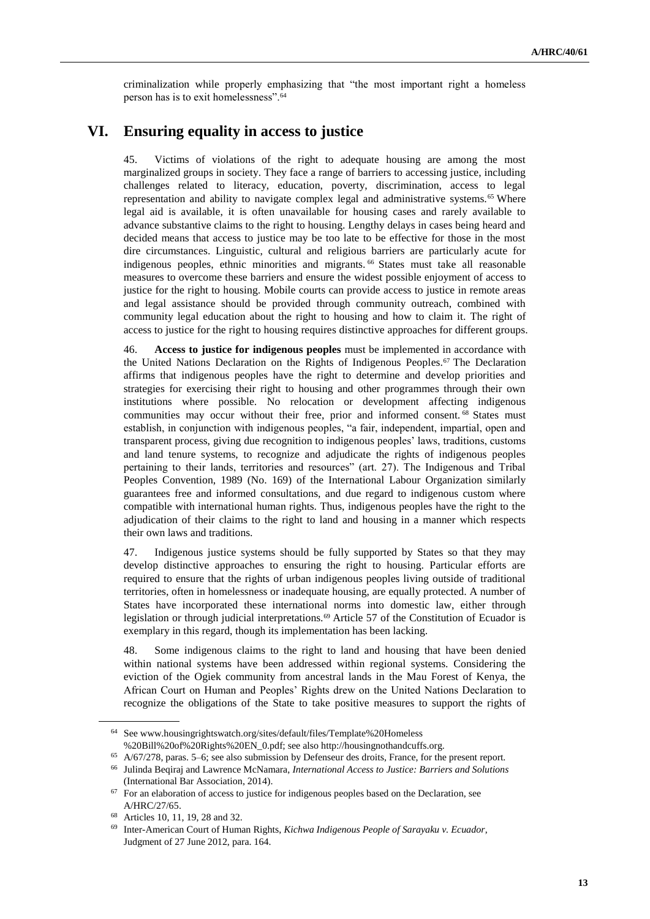criminalization while properly emphasizing that "the most important right a homeless person has is to exit homelessness".[64]

## VI. Ensuring equality in access to justice

45. Victims of violations of the right to adequate housing are among the most marginalized groups in society. They face a range of barriers to accessing justice, including challenges related to literacy, education, poverty, discrimination, access to legal representation and ability to navigate complex legal and administrative systems.[65] Where legal aid is available, it is often unavailable for housing cases and rarely available to advance substantive claims to the right to housing. Lengthy delays in cases being heard and decided means that access to justice may be too late to be effective for those in the most dire circumstances. Linguistic, cultural and religious barriers are particularly acute for indigenous peoples, ethnic minorities and migrants.[66] States must take all reasonable measures to overcome these barriers and ensure the widest possible enjoyment of access to justice for the right to housing. Mobile courts can provide access to justice in remote areas and legal assistance should be provided through community outreach, combined with community legal education about the right to housing and how to claim it. The right of access to justice for the right to housing requires distinctive approaches for different groups.

46. **Access to justice for indigenous peoples** must be implemented in accordance with the United Nations Declaration on the Rights of Indigenous Peoples.[67] The Declaration affirms that indigenous peoples have the right to determine and develop priorities and strategies for exercising their right to housing and other programmes through their own institutions where possible. No relocation or development affecting indigenous communities may occur without their free, prior and informed consent.[68] States must establish, in conjunction with indigenous peoples, "a fair, independent, impartial, open and transparent process, giving due recognition to indigenous peoples' laws, traditions, customs and land tenure systems, to recognize and adjudicate the rights of indigenous peoples pertaining to their lands, territories and resources" (art. 27). The Indigenous and Tribal Peoples Convention, 1989 (No. 169) of the International Labour Organization similarly guarantees free and informed consultations, and due regard to indigenous custom where compatible with international human rights. Thus, indigenous peoples have the right to the adjudication of their claims to the right to land and housing in a manner which respects their own laws and traditions.

47. Indigenous justice systems should be fully supported by States so that they may develop distinctive approaches to ensuring the right to housing. Particular efforts are required to ensure that the rights of urban indigenous peoples living outside of traditional territories, often in homelessness or inadequate housing, are equally protected. A number of States have incorporated these international norms into domestic law, either through legislation or through judicial interpretations.[69] Article 57 of the Constitution of Ecuador is exemplary in this regard, though its implementation has been lacking.

48. Some indigenous claims to the right to land and housing that have been denied within national systems have been addressed within regional systems. Considering the eviction of the Ogiek community from ancestral lands in the Mau Forest of Kenya, the African Court on Human and Peoples' Rights drew on the United Nations Declaration to recognize the obligations of the State to take positive measures to support the rights of

---

[64] See www.housingrightswatch.org/sites/default/files/Template%20Homeless%20Bill%20of%20Rights%20EN_0.pdf; see also http://housingnothandcuffs.org.

[65] A/67/278, paras. 5–6; see also submission by Defenseur des droits, France, for the present report.

[66] Julinda Beqiraj and Lawrence McNamara, *International Access to Justice: Barriers and Solutions* (International Bar Association, 2014).

[67] For an elaboration of access to justice for indigenous peoples based on the Declaration, see A/HRC/27/65.

[68] Articles 10, 11, 19, 28 and 32.

[69] Inter-American Court of Human Rights, *Kichwa Indigenous People of Sarayaku v. Ecuador*, Judgment of 27 June 2012, para. 164.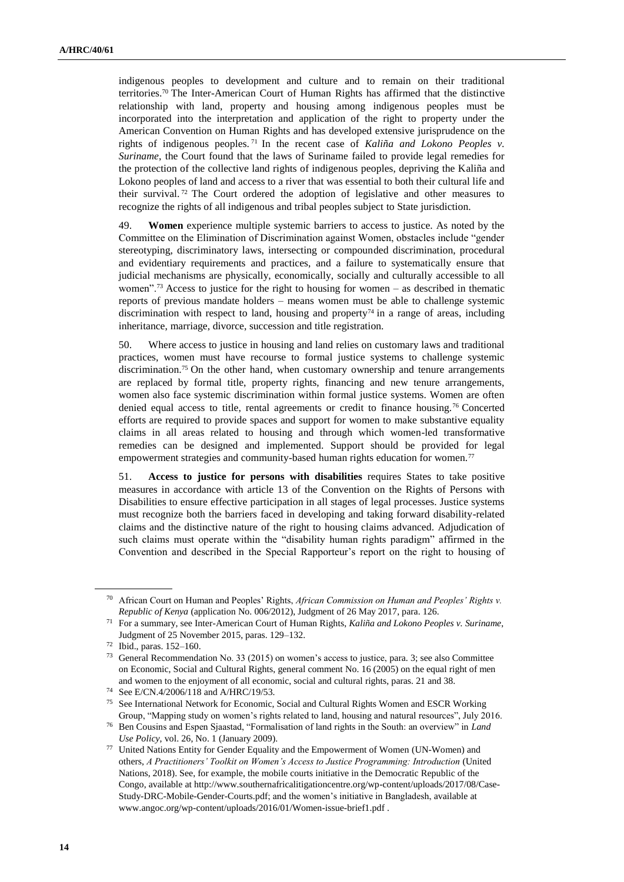indigenous peoples to development and culture and to remain on their traditional territories.[70] The Inter-American Court of Human Rights has affirmed that the distinctive relationship with land, property and housing among indigenous peoples must be incorporated into the interpretation and application of the right to property under the American Convention on Human Rights and has developed extensive jurisprudence on the rights of indigenous peoples.[71] In the recent case of *Kaliña and Lokono Peoples v. Suriname*, the Court found that the laws of Suriname failed to provide legal remedies for the protection of the collective land rights of indigenous peoples, depriving the Kaliña and Lokono peoples of land and access to a river that was essential to both their cultural life and their survival.[72] The Court ordered the adoption of legislative and other measures to recognize the rights of all indigenous and tribal peoples subject to State jurisdiction.

49. **Women** experience multiple systemic barriers to access to justice. As noted by the Committee on the Elimination of Discrimination against Women, obstacles include "gender stereotyping, discriminatory laws, intersecting or compounded discrimination, procedural and evidentiary requirements and practices, and a failure to systematically ensure that judicial mechanisms are physically, economically, socially and culturally accessible to all women".[73] Access to justice for the right to housing for women – as described in thematic reports of previous mandate holders – means women must be able to challenge systemic discrimination with respect to land, housing and property[74] in a range of areas, including inheritance, marriage, divorce, succession and title registration.

50. Where access to justice in housing and land relies on customary laws and traditional practices, women must have recourse to formal justice systems to challenge systemic discrimination.[75] On the other hand, when customary ownership and tenure arrangements are replaced by formal title, property rights, financing and new tenure arrangements, women also face systemic discrimination within formal justice systems. Women are often denied equal access to title, rental agreements or credit to finance housing.[76] Concerted efforts are required to provide spaces and support for women to make substantive equality claims in all areas related to housing and through which women-led transformative remedies can be designed and implemented. Support should be provided for legal empowerment strategies and community-based human rights education for women.[77]

51. **Access to justice for persons with disabilities** requires States to take positive measures in accordance with article 13 of the Convention on the Rights of Persons with Disabilities to ensure effective participation in all stages of legal processes. Justice systems must recognize both the barriers faced in developing and taking forward disability-related claims and the distinctive nature of the right to housing claims advanced. Adjudication of such claims must operate within the "disability human rights paradigm" affirmed in the Convention and described in the Special Rapporteur's report on the right to housing of

---

[70] African Court on Human and Peoples' Rights, *African Commission on Human and Peoples' Rights v. Republic of Kenya* (application No. 006/2012), Judgment of 26 May 2017, para. 126.

[71] For a summary, see Inter-American Court of Human Rights, *Kaliña and Lokono Peoples v. Suriname*, Judgment of 25 November 2015, paras. 129–132.

[72] Ibid., paras. 152–160.

[73] General Recommendation No. 33 (2015) on women's access to justice, para. 3; see also Committee on Economic, Social and Cultural Rights, general comment No. 16 (2005) on the equal right of men and women to the enjoyment of all economic, social and cultural rights, paras. 21 and 38.

[74] See E/CN.4/2006/118 and A/HRC/19/53.

[75] See International Network for Economic, Social and Cultural Rights Women and ESCR Working Group, "Mapping study on women's rights related to land, housing and natural resources", July 2016.

[76] Ben Cousins and Espen Sjaastad, "Formalisation of land rights in the South: an overview" in *Land Use Policy*, vol. 26, No. 1 (January 2009).

[77] United Nations Entity for Gender Equality and the Empowerment of Women (UN-Women) and others, *A Practitioners' Toolkit on Women's Access to Justice Programming: Introduction* (United Nations, 2018). See, for example, the mobile courts initiative in the Democratic Republic of the Congo, available at http://www.southernafricalitigationcentre.org/wp-content/uploads/2017/08/Case-Study-DRC-Mobile-Gender-Courts.pdf; and the women's initiative in Bangladesh, available at www.angoc.org/wp-content/uploads/2016/01/Women-issue-brief1.pdf .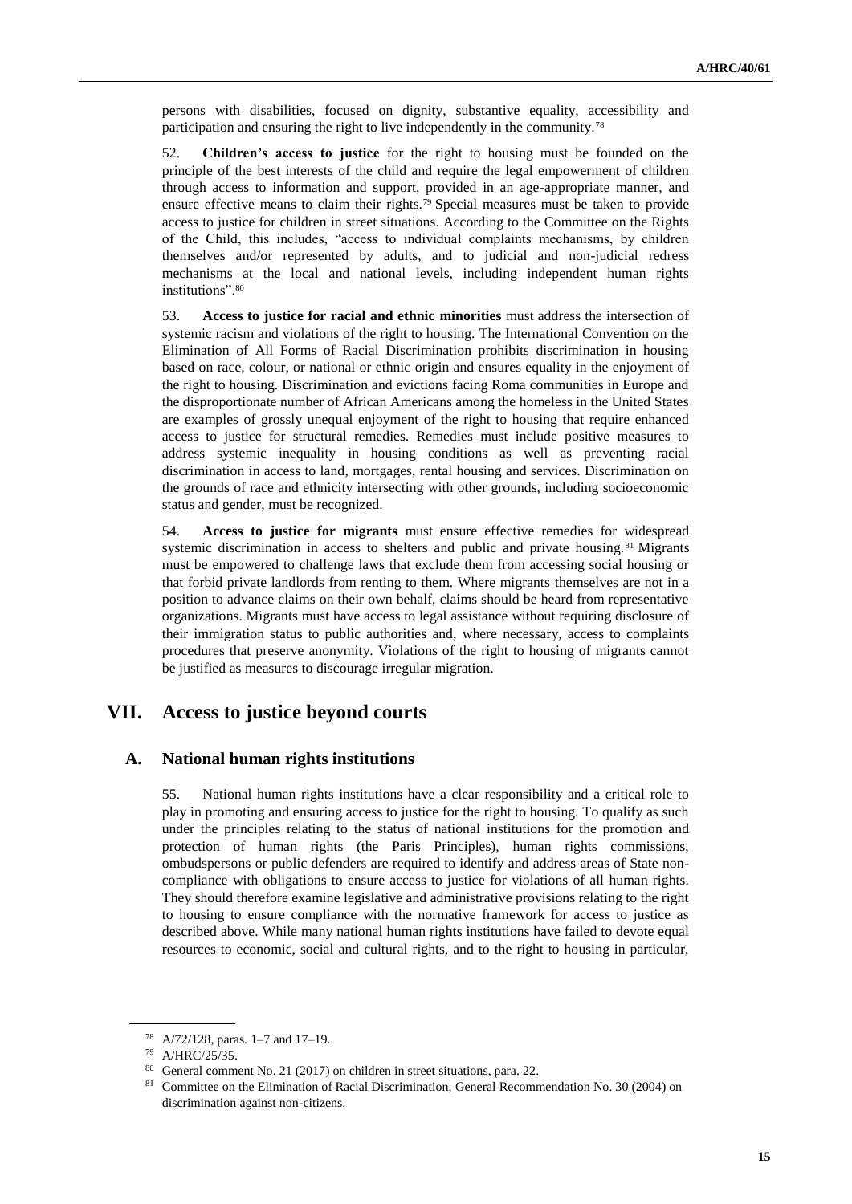persons with disabilities, focused on dignity, substantive equality, accessibility and participation and ensuring the right to live independently in the community.[78]

52. **Children's access to justice** for the right to housing must be founded on the principle of the best interests of the child and require the legal empowerment of children through access to information and support, provided in an age-appropriate manner, and ensure effective means to claim their rights.[79] Special measures must be taken to provide access to justice for children in street situations. According to the Committee on the Rights of the Child, this includes, "access to individual complaints mechanisms, by children themselves and/or represented by adults, and to judicial and non-judicial redress mechanisms at the local and national levels, including independent human rights institutions".[80]

53. **Access to justice for racial and ethnic minorities** must address the intersection of systemic racism and violations of the right to housing. The International Convention on the Elimination of All Forms of Racial Discrimination prohibits discrimination in housing based on race, colour, or national or ethnic origin and ensures equality in the enjoyment of the right to housing. Discrimination and evictions facing Roma communities in Europe and the disproportionate number of African Americans among the homeless in the United States are examples of grossly unequal enjoyment of the right to housing that require enhanced access to justice for structural remedies. Remedies must include positive measures to address systemic inequality in housing conditions as well as preventing racial discrimination in access to land, mortgages, rental housing and services. Discrimination on the grounds of race and ethnicity intersecting with other grounds, including socioeconomic status and gender, must be recognized.

54. **Access to justice for migrants** must ensure effective remedies for widespread systemic discrimination in access to shelters and public and private housing.[81] Migrants must be empowered to challenge laws that exclude them from accessing social housing or that forbid private landlords from renting to them. Where migrants themselves are not in a position to advance claims on their own behalf, claims should be heard from representative organizations. Migrants must have access to legal assistance without requiring disclosure of their immigration status to public authorities and, where necessary, access to complaints procedures that preserve anonymity. Violations of the right to housing of migrants cannot be justified as measures to discourage irregular migration.

## VII. Access to justice beyond courts

### A. National human rights institutions

55. National human rights institutions have a clear responsibility and a critical role to play in promoting and ensuring access to justice for the right to housing. To qualify as such under the principles relating to the status of national institutions for the promotion and protection of human rights (the Paris Principles), human rights commissions, ombudspersons or public defenders are required to identify and address areas of State non-compliance with obligations to ensure access to justice for violations of all human rights. They should therefore examine legislative and administrative provisions relating to the right to housing to ensure compliance with the normative framework for access to justice as described above. While many national human rights institutions have failed to devote equal resources to economic, social and cultural rights, and to the right to housing in particular,

---

[78] A/72/128, paras. 1–7 and 17–19.

[79] A/HRC/25/35.

[80] General comment No. 21 (2017) on children in street situations, para. 22.

[81] Committee on the Elimination of Racial Discrimination, General Recommendation No. 30 (2004) on discrimination against non-citizens.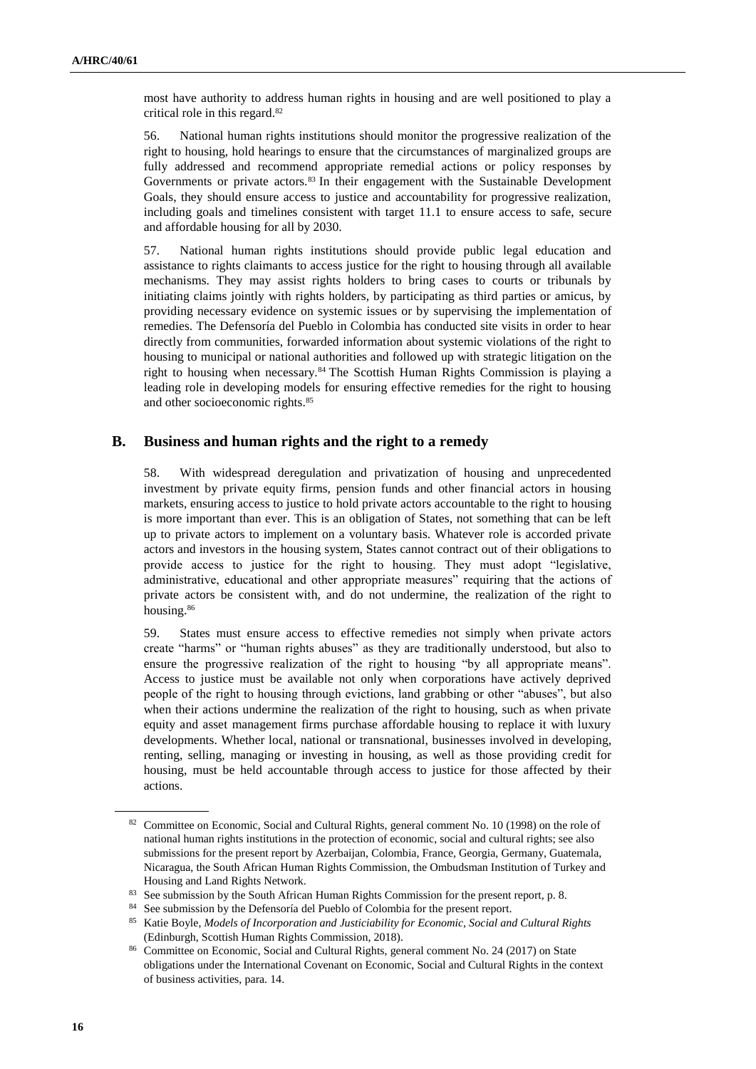most have authority to address human rights in housing and are well positioned to play a critical role in this regard.[82]

56. National human rights institutions should monitor the progressive realization of the right to housing, hold hearings to ensure that the circumstances of marginalized groups are fully addressed and recommend appropriate remedial actions or policy responses by Governments or private actors.[83] In their engagement with the Sustainable Development Goals, they should ensure access to justice and accountability for progressive realization, including goals and timelines consistent with target 11.1 to ensure access to safe, secure and affordable housing for all by 2030.

57. National human rights institutions should provide public legal education and assistance to rights claimants to access justice for the right to housing through all available mechanisms. They may assist rights holders to bring cases to courts or tribunals by initiating claims jointly with rights holders, by participating as third parties or amicus, by providing necessary evidence on systemic issues or by supervising the implementation of remedies. The Defensoría del Pueblo in Colombia has conducted site visits in order to hear directly from communities, forwarded information about systemic violations of the right to housing to municipal or national authorities and followed up with strategic litigation on the right to housing when necessary.[84] The Scottish Human Rights Commission is playing a leading role in developing models for ensuring effective remedies for the right to housing and other socioeconomic rights.[85]

## B. Business and human rights and the right to a remedy

58. With widespread deregulation and privatization of housing and unprecedented investment by private equity firms, pension funds and other financial actors in housing markets, ensuring access to justice to hold private actors accountable to the right to housing is more important than ever. This is an obligation of States, not something that can be left up to private actors to implement on a voluntary basis. Whatever role is accorded private actors and investors in the housing system, States cannot contract out of their obligations to provide access to justice for the right to housing. They must adopt "legislative, administrative, educational and other appropriate measures" requiring that the actions of private actors be consistent with, and do not undermine, the realization of the right to housing.[86]

59. States must ensure access to effective remedies not simply when private actors create "harms" or "human rights abuses" as they are traditionally understood, but also to ensure the progressive realization of the right to housing "by all appropriate means". Access to justice must be available not only when corporations have actively deprived people of the right to housing through evictions, land grabbing or other "abuses", but also when their actions undermine the realization of the right to housing, such as when private equity and asset management firms purchase affordable housing to replace it with luxury developments. Whether local, national or transnational, businesses involved in developing, renting, selling, managing or investing in housing, as well as those providing credit for housing, must be held accountable through access to justice for those affected by their actions.

---

[82] Committee on Economic, Social and Cultural Rights, general comment No. 10 (1998) on the role of national human rights institutions in the protection of economic, social and cultural rights; see also submissions for the present report by Azerbaijan, Colombia, France, Georgia, Germany, Guatemala, Nicaragua, the South African Human Rights Commission, the Ombudsman Institution of Turkey and Housing and Land Rights Network.

[83] See submission by the South African Human Rights Commission for the present report, p. 8.

[84] See submission by the Defensoría del Pueblo of Colombia for the present report.

[85] Katie Boyle, *Models of Incorporation and Justiciability for Economic, Social and Cultural Rights* (Edinburgh, Scottish Human Rights Commission, 2018).

[86] Committee on Economic, Social and Cultural Rights, general comment No. 24 (2017) on State obligations under the International Covenant on Economic, Social and Cultural Rights in the context of business activities, para. 14.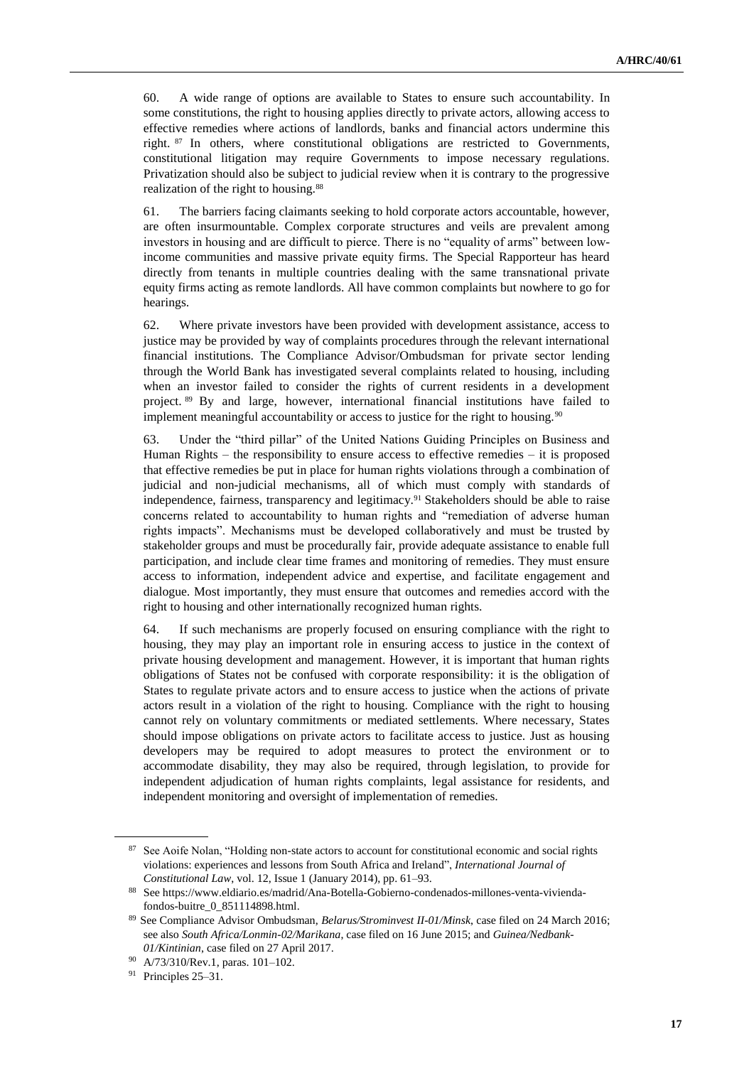60. A wide range of options are available to States to ensure such accountability. In some constitutions, the right to housing applies directly to private actors, allowing access to effective remedies where actions of landlords, banks and financial actors undermine this right.[87] In others, where constitutional obligations are restricted to Governments, constitutional litigation may require Governments to impose necessary regulations. Privatization should also be subject to judicial review when it is contrary to the progressive realization of the right to housing.[88]

61. The barriers facing claimants seeking to hold corporate actors accountable, however, are often insurmountable. Complex corporate structures and veils are prevalent among investors in housing and are difficult to pierce. There is no "equality of arms" between low-income communities and massive private equity firms. The Special Rapporteur has heard directly from tenants in multiple countries dealing with the same transnational private equity firms acting as remote landlords. All have common complaints but nowhere to go for hearings.

62. Where private investors have been provided with development assistance, access to justice may be provided by way of complaints procedures through the relevant international financial institutions. The Compliance Advisor/Ombudsman for private sector lending through the World Bank has investigated several complaints related to housing, including when an investor failed to consider the rights of current residents in a development project.[89] By and large, however, international financial institutions have failed to implement meaningful accountability or access to justice for the right to housing.[90]

63. Under the "third pillar" of the United Nations Guiding Principles on Business and Human Rights – the responsibility to ensure access to effective remedies – it is proposed that effective remedies be put in place for human rights violations through a combination of judicial and non-judicial mechanisms, all of which must comply with standards of independence, fairness, transparency and legitimacy.[91] Stakeholders should be able to raise concerns related to accountability to human rights and "remediation of adverse human rights impacts". Mechanisms must be developed collaboratively and must be trusted by stakeholder groups and must be procedurally fair, provide adequate assistance to enable full participation, and include clear time frames and monitoring of remedies. They must ensure access to information, independent advice and expertise, and facilitate engagement and dialogue. Most importantly, they must ensure that outcomes and remedies accord with the right to housing and other internationally recognized human rights.

64. If such mechanisms are properly focused on ensuring compliance with the right to housing, they may play an important role in ensuring access to justice in the context of private housing development and management. However, it is important that human rights obligations of States not be confused with corporate responsibility: it is the obligation of States to regulate private actors and to ensure access to justice when the actions of private actors result in a violation of the right to housing. Compliance with the right to housing cannot rely on voluntary commitments or mediated settlements. Where necessary, States should impose obligations on private actors to facilitate access to justice. Just as housing developers may be required to adopt measures to protect the environment or to accommodate disability, they may also be required, through legislation, to provide for independent adjudication of human rights complaints, legal assistance for residents, and independent monitoring and oversight of implementation of remedies.

---

[87] See Aoife Nolan, "Holding non-state actors to account for constitutional economic and social rights violations: experiences and lessons from South Africa and Ireland", *International Journal of Constitutional Law*, vol. 12, Issue 1 (January 2014), pp. 61–93.

[88] See https://www.eldiario.es/madrid/Ana-Botella-Gobierno-condenados-millones-venta-vivienda-fondos-buitre_0_851114898.html.

[89] See Compliance Advisor Ombudsman, *Belarus/Strominvest II-01/Minsk*, case filed on 24 March 2016; see also *South Africa/Lonmin-02/Marikana*, case filed on 16 June 2015; and *Guinea/Nedbank-01/Kintinian*, case filed on 27 April 2017.

[90] A/73/310/Rev.1, paras. 101–102.

[91] Principles 25–31.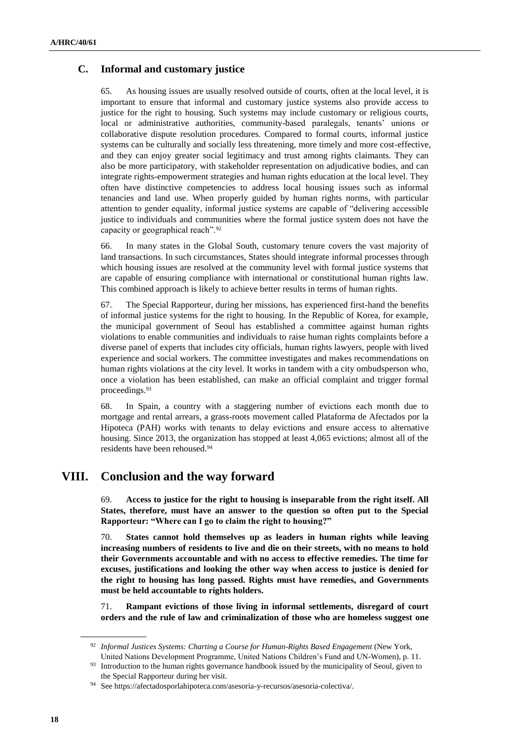## C. Informal and customary justice

65. As housing issues are usually resolved outside of courts, often at the local level, it is important to ensure that informal and customary justice systems also provide access to justice for the right to housing. Such systems may include customary or religious courts, local or administrative authorities, community-based paralegals, tenants' unions or collaborative dispute resolution procedures. Compared to formal courts, informal justice systems can be culturally and socially less threatening, more timely and more cost-effective, and they can enjoy greater social legitimacy and trust among rights claimants. They can also be more participatory, with stakeholder representation on adjudicative bodies, and can integrate rights-empowerment strategies and human rights education at the local level. They often have distinctive competencies to address local housing issues such as informal tenancies and land use. When properly guided by human rights norms, with particular attention to gender equality, informal justice systems are capable of "delivering accessible justice to individuals and communities where the formal justice system does not have the capacity or geographical reach".[92]

66. In many states in the Global South, customary tenure covers the vast majority of land transactions. In such circumstances, States should integrate informal processes through which housing issues are resolved at the community level with formal justice systems that are capable of ensuring compliance with international or constitutional human rights law. This combined approach is likely to achieve better results in terms of human rights.

67. The Special Rapporteur, during her missions, has experienced first-hand the benefits of informal justice systems for the right to housing. In the Republic of Korea, for example, the municipal government of Seoul has established a committee against human rights violations to enable communities and individuals to raise human rights complaints before a diverse panel of experts that includes city officials, human rights lawyers, people with lived experience and social workers. The committee investigates and makes recommendations on human rights violations at the city level. It works in tandem with a city ombudsperson who, once a violation has been established, can make an official complaint and trigger formal proceedings.[93]

68. In Spain, a country with a staggering number of evictions each month due to mortgage and rental arrears, a grass-roots movement called Plataforma de Afectados por la Hipoteca (PAH) works with tenants to delay evictions and ensure access to alternative housing. Since 2013, the organization has stopped at least 4,065 evictions; almost all of the residents have been rehoused.[94]

# VIII. Conclusion and the way forward

69. **Access to justice for the right to housing is inseparable from the right itself. All States, therefore, must have an answer to the question so often put to the Special Rapporteur: "Where can I go to claim the right to housing?"**

70. **States cannot hold themselves up as leaders in human rights while leaving increasing numbers of residents to live and die on their streets, with no means to hold their Governments accountable and with no access to effective remedies. The time for excuses, justifications and looking the other way when access to justice is denied for the right to housing has long passed. Rights must have remedies, and Governments must be held accountable to rights holders.**

71. **Rampant evictions of those living in informal settlements, disregard of court orders and the rule of law and criminalization of those who are homeless suggest one**

---

[92] *Informal Justices Systems: Charting a Course for Human-Rights Based Engagement* (New York, United Nations Development Programme, United Nations Children's Fund and UN-Women), p. 11.

[93] Introduction to the human rights governance handbook issued by the municipality of Seoul, given to the Special Rapporteur during her visit.

[94] See https://afectadosporlahipoteca.com/asesoria-y-recursos/asesoria-colectiva/.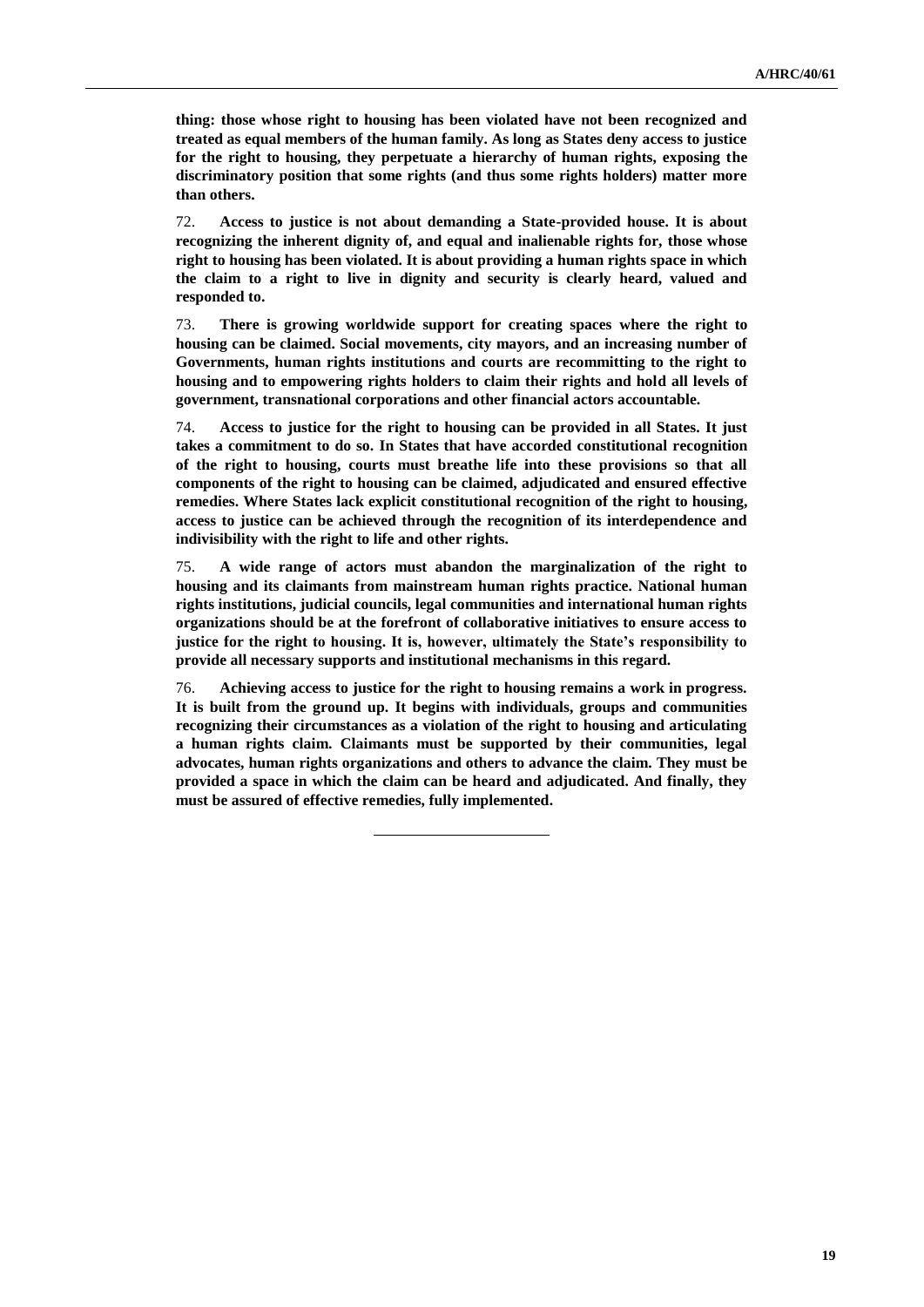**thing: those whose right to housing has been violated have not been recognized and treated as equal members of the human family. As long as States deny access to justice for the right to housing, they perpetuate a hierarchy of human rights, exposing the discriminatory position that some rights (and thus some rights holders) matter more than others.**

72. **Access to justice is not about demanding a State-provided house. It is about recognizing the inherent dignity of, and equal and inalienable rights for, those whose right to housing has been violated. It is about providing a human rights space in which the claim to a right to live in dignity and security is clearly heard, valued and responded to.**

73. **There is growing worldwide support for creating spaces where the right to housing can be claimed. Social movements, city mayors, and an increasing number of Governments, human rights institutions and courts are recommitting to the right to housing and to empowering rights holders to claim their rights and hold all levels of government, transnational corporations and other financial actors accountable.**

74. **Access to justice for the right to housing can be provided in all States. It just takes a commitment to do so. In States that have accorded constitutional recognition of the right to housing, courts must breathe life into these provisions so that all components of the right to housing can be claimed, adjudicated and ensured effective remedies. Where States lack explicit constitutional recognition of the right to housing, access to justice can be achieved through the recognition of its interdependence and indivisibility with the right to life and other rights.**

75. **A wide range of actors must abandon the marginalization of the right to housing and its claimants from mainstream human rights practice. National human rights institutions, judicial councils, legal communities and international human rights organizations should be at the forefront of collaborative initiatives to ensure access to justice for the right to housing. It is, however, ultimately the State's responsibility to provide all necessary supports and institutional mechanisms in this regard.**

76. **Achieving access to justice for the right to housing remains a work in progress. It is built from the ground up. It begins with individuals, groups and communities recognizing their circumstances as a violation of the right to housing and articulating a human rights claim. Claimants must be supported by their communities, legal advocates, human rights organizations and others to advance the claim. They must be provided a space in which the claim can be heard and adjudicated. And finally, they must be assured of effective remedies, fully implemented.**